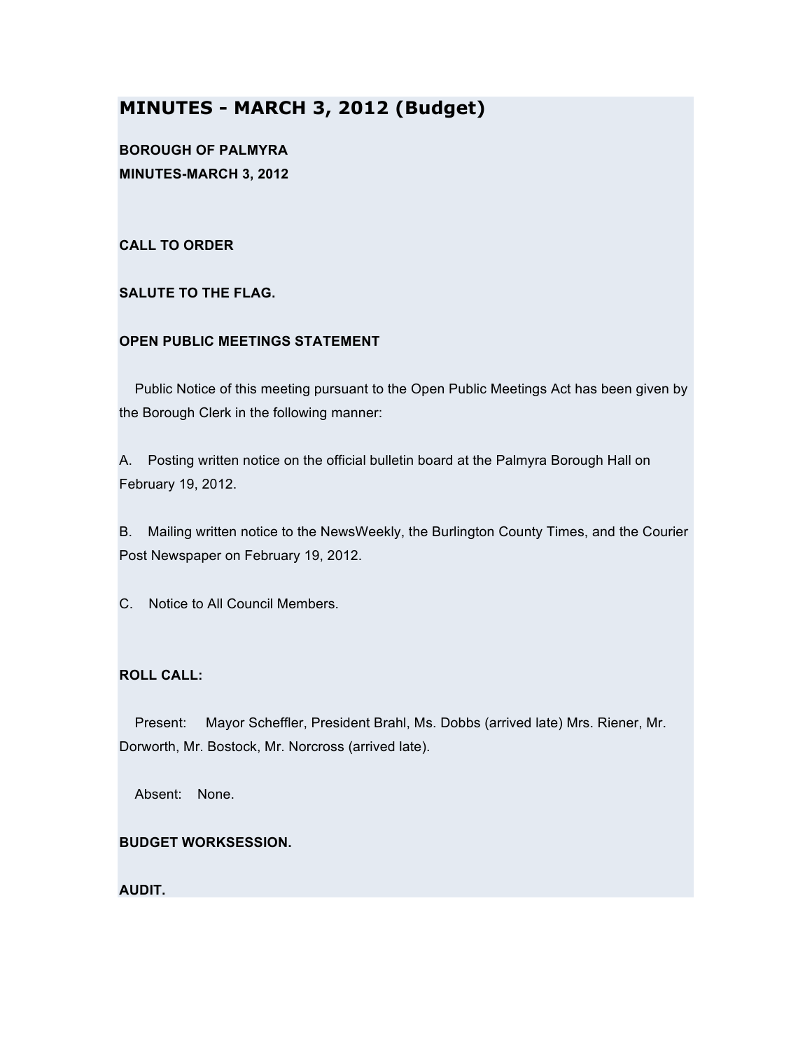# MINUTES - MARCH 3, 2012 (Budget)

**BOROUGH OF PALMYRA**
**MINUTES-MARCH 3, 2012**

**CALL TO ORDER**

**SALUTE TO THE FLAG.**

**OPEN PUBLIC MEETINGS STATEMENT**

Public Notice of this meeting pursuant to the Open Public Meetings Act has been given by the Borough Clerk in the following manner:

A. Posting written notice on the official bulletin board at the Palmyra Borough Hall on February 19, 2012.

B. Mailing written notice to the NewsWeekly, the Burlington County Times, and the Courier Post Newspaper on February 19, 2012.

C. Notice to All Council Members.

**ROLL CALL:**

Present: Mayor Scheffler, President Brahl, Ms. Dobbs (arrived late) Mrs. Riener, Mr. Dorworth, Mr. Bostock, Mr. Norcross (arrived late).

Absent: None.

**BUDGET WORKSESSION.**

**AUDIT.**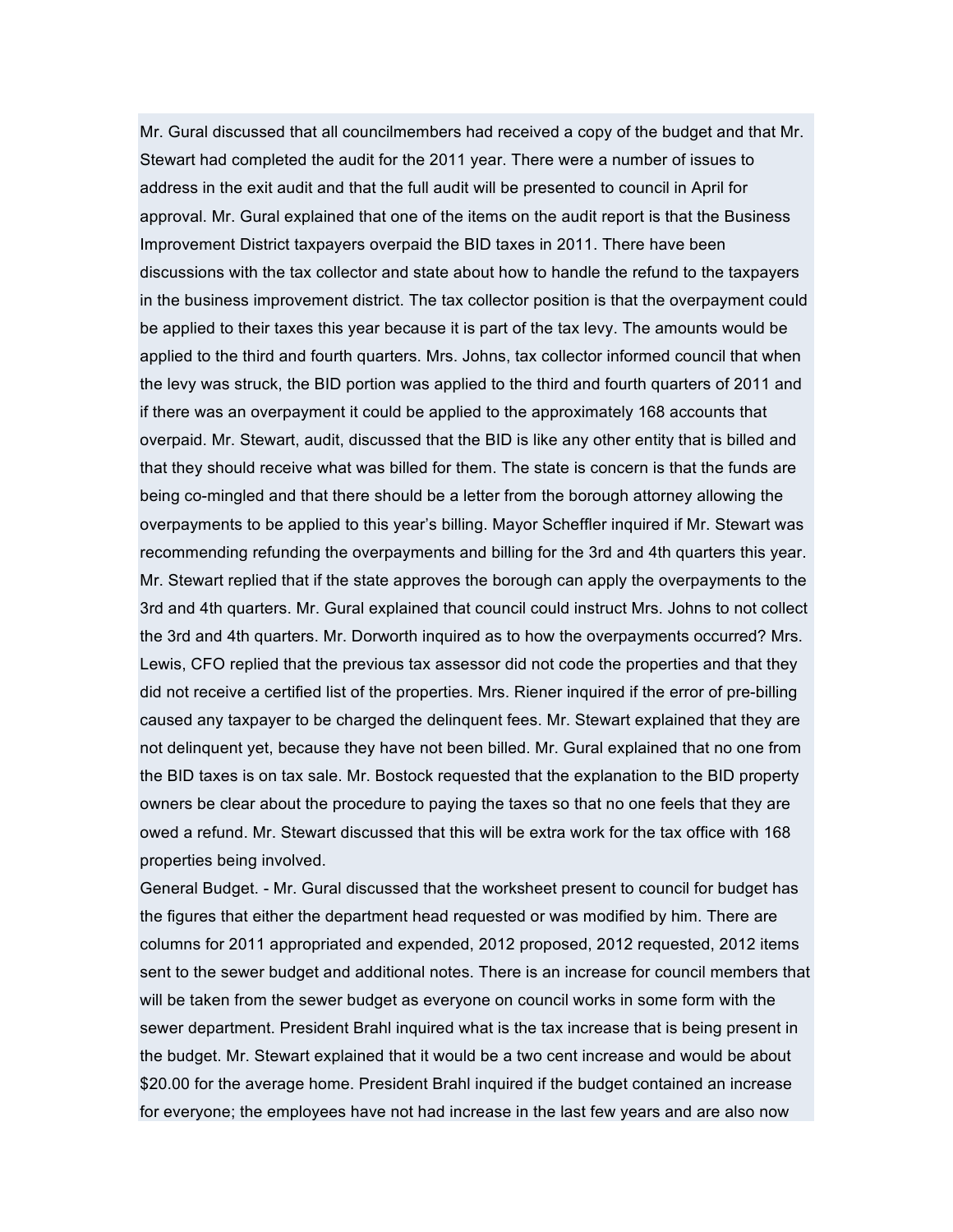Mr. Gural discussed that all councilmembers had received a copy of the budget and that Mr. Stewart had completed the audit for the 2011 year. There were a number of issues to address in the exit audit and that the full audit will be presented to council in April for approval. Mr. Gural explained that one of the items on the audit report is that the Business Improvement District taxpayers overpaid the BID taxes in 2011. There have been discussions with the tax collector and state about how to handle the refund to the taxpayers in the business improvement district. The tax collector position is that the overpayment could be applied to their taxes this year because it is part of the tax levy. The amounts would be applied to the third and fourth quarters. Mrs. Johns, tax collector informed council that when the levy was struck, the BID portion was applied to the third and fourth quarters of 2011 and if there was an overpayment it could be applied to the approximately 168 accounts that overpaid. Mr. Stewart, audit, discussed that the BID is like any other entity that is billed and that they should receive what was billed for them. The state is concern is that the funds are being co-mingled and that there should be a letter from the borough attorney allowing the overpayments to be applied to this year's billing. Mayor Scheffler inquired if Mr. Stewart was recommending refunding the overpayments and billing for the 3rd and 4th quarters this year. Mr. Stewart replied that if the state approves the borough can apply the overpayments to the 3rd and 4th quarters. Mr. Gural explained that council could instruct Mrs. Johns to not collect the 3rd and 4th quarters. Mr. Dorworth inquired as to how the overpayments occurred? Mrs. Lewis, CFO replied that the previous tax assessor did not code the properties and that they did not receive a certified list of the properties. Mrs. Riener inquired if the error of pre-billing caused any taxpayer to be charged the delinquent fees. Mr. Stewart explained that they are not delinquent yet, because they have not been billed. Mr. Gural explained that no one from the BID taxes is on tax sale. Mr. Bostock requested that the explanation to the BID property owners be clear about the procedure to paying the taxes so that no one feels that they are owed a refund. Mr. Stewart discussed that this will be extra work for the tax office with 168 properties being involved.

General Budget. - Mr. Gural discussed that the worksheet present to council for budget has the figures that either the department head requested or was modified by him. There are columns for 2011 appropriated and expended, 2012 proposed, 2012 requested, 2012 items sent to the sewer budget and additional notes. There is an increase for council members that will be taken from the sewer budget as everyone on council works in some form with the sewer department. President Brahl inquired what is the tax increase that is being present in the budget. Mr. Stewart explained that it would be a two cent increase and would be about $20.00 for the average home. President Brahl inquired if the budget contained an increase for everyone; the employees have not had increase in the last few years and are also now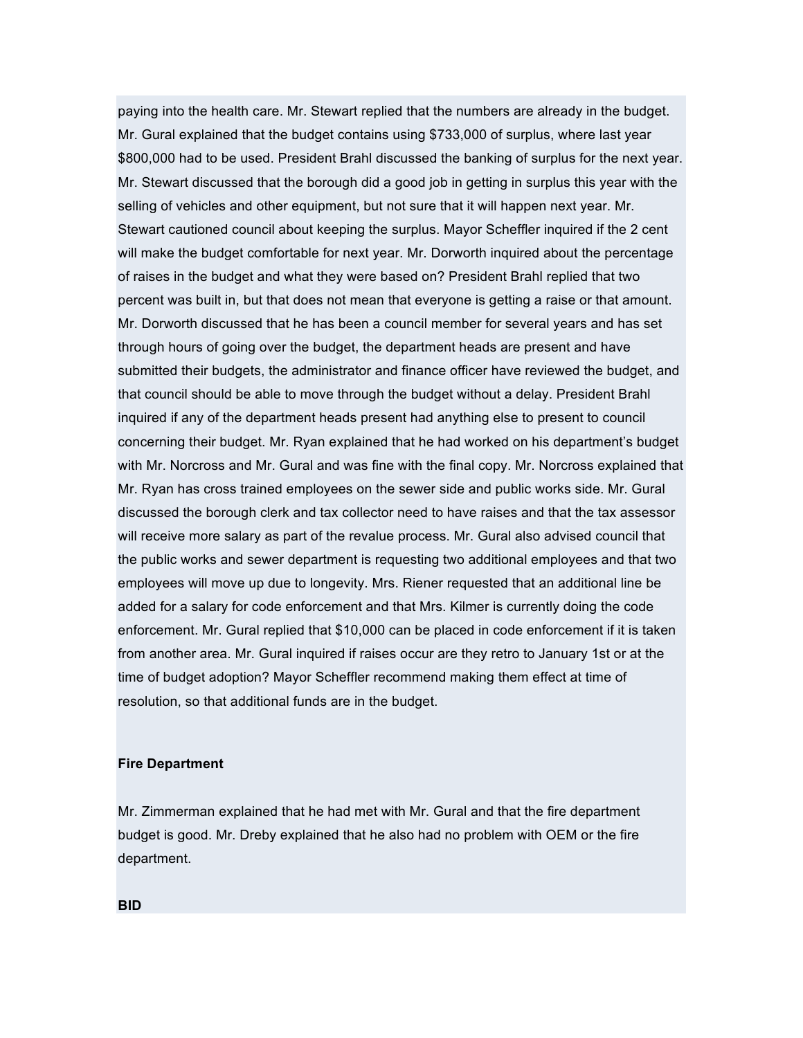paying into the health care. Mr. Stewart replied that the numbers are already in the budget. Mr. Gural explained that the budget contains using $733,000 of surplus, where last year $800,000 had to be used. President Brahl discussed the banking of surplus for the next year. Mr. Stewart discussed that the borough did a good job in getting in surplus this year with the selling of vehicles and other equipment, but not sure that it will happen next year. Mr. Stewart cautioned council about keeping the surplus. Mayor Scheffler inquired if the 2 cent will make the budget comfortable for next year. Mr. Dorworth inquired about the percentage of raises in the budget and what they were based on? President Brahl replied that two percent was built in, but that does not mean that everyone is getting a raise or that amount. Mr. Dorworth discussed that he has been a council member for several years and has set through hours of going over the budget, the department heads are present and have submitted their budgets, the administrator and finance officer have reviewed the budget, and that council should be able to move through the budget without a delay. President Brahl inquired if any of the department heads present had anything else to present to council concerning their budget. Mr. Ryan explained that he had worked on his department's budget with Mr. Norcross and Mr. Gural and was fine with the final copy. Mr. Norcross explained that Mr. Ryan has cross trained employees on the sewer side and public works side. Mr. Gural discussed the borough clerk and tax collector need to have raises and that the tax assessor will receive more salary as part of the revalue process. Mr. Gural also advised council that the public works and sewer department is requesting two additional employees and that two employees will move up due to longevity. Mrs. Riener requested that an additional line be added for a salary for code enforcement and that Mrs. Kilmer is currently doing the code enforcement. Mr. Gural replied that $10,000 can be placed in code enforcement if it is taken from another area. Mr. Gural inquired if raises occur are they retro to January 1st or at the time of budget adoption? Mayor Scheffler recommend making them effect at time of resolution, so that additional funds are in the budget.

**Fire Department**

Mr. Zimmerman explained that he had met with Mr. Gural and that the fire department budget is good. Mr. Dreby explained that he also had no problem with OEM or the fire department.

**BID**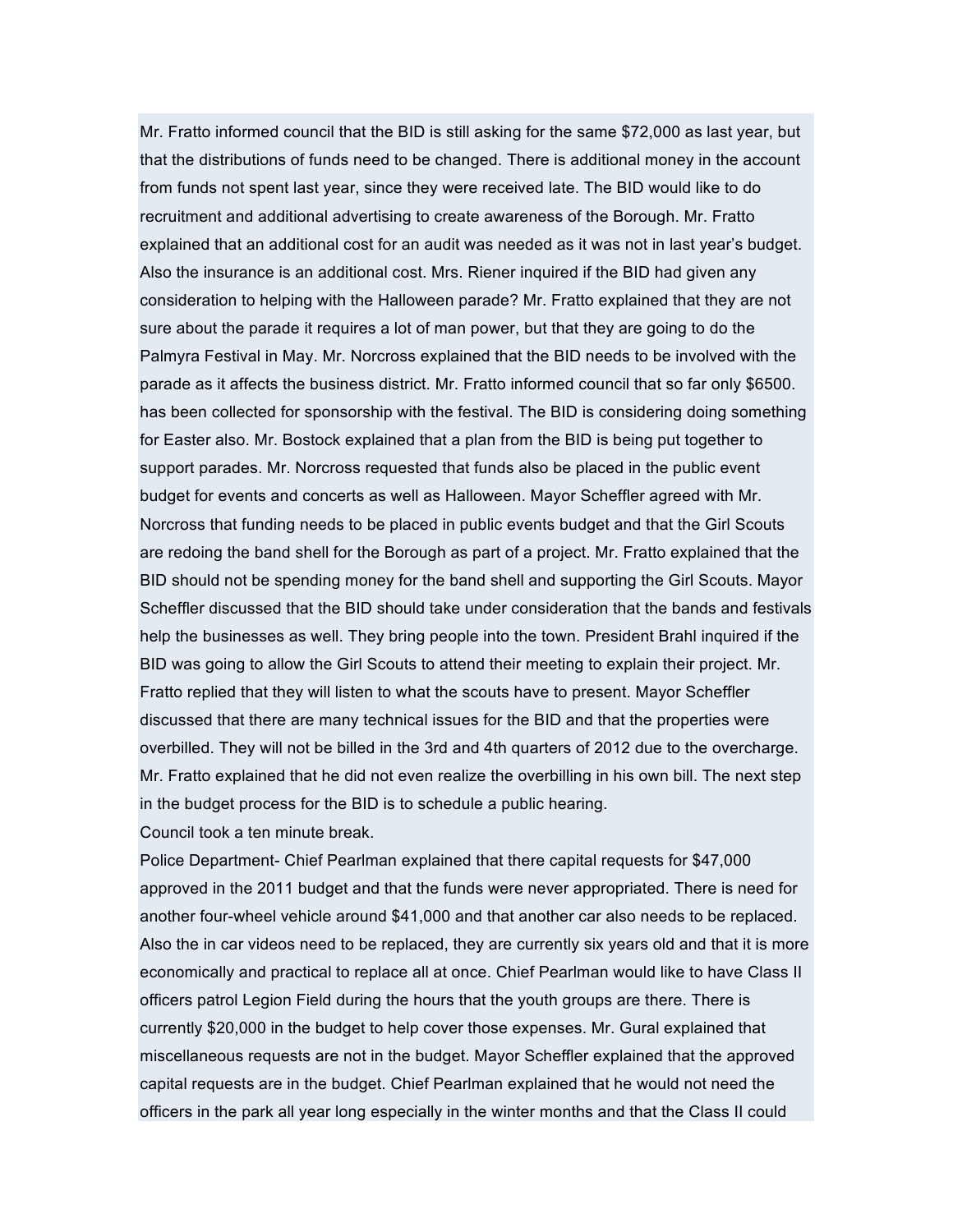Mr. Fratto informed council that the BID is still asking for the same $72,000 as last year, but that the distributions of funds need to be changed. There is additional money in the account from funds not spent last year, since they were received late. The BID would like to do recruitment and additional advertising to create awareness of the Borough. Mr. Fratto explained that an additional cost for an audit was needed as it was not in last year's budget. Also the insurance is an additional cost. Mrs. Riener inquired if the BID had given any consideration to helping with the Halloween parade? Mr. Fratto explained that they are not sure about the parade it requires a lot of man power, but that they are going to do the Palmyra Festival in May. Mr. Norcross explained that the BID needs to be involved with the parade as it affects the business district. Mr. Fratto informed council that so far only $6500. has been collected for sponsorship with the festival. The BID is considering doing something for Easter also. Mr. Bostock explained that a plan from the BID is being put together to support parades. Mr. Norcross requested that funds also be placed in the public event budget for events and concerts as well as Halloween. Mayor Scheffler agreed with Mr. Norcross that funding needs to be placed in public events budget and that the Girl Scouts are redoing the band shell for the Borough as part of a project. Mr. Fratto explained that the BID should not be spending money for the band shell and supporting the Girl Scouts. Mayor Scheffler discussed that the BID should take under consideration that the bands and festivals help the businesses as well. They bring people into the town. President Brahl inquired if the BID was going to allow the Girl Scouts to attend their meeting to explain their project. Mr. Fratto replied that they will listen to what the scouts have to present. Mayor Scheffler discussed that there are many technical issues for the BID and that the properties were overbilled. They will not be billed in the 3rd and 4th quarters of 2012 due to the overcharge. Mr. Fratto explained that he did not even realize the overbilling in his own bill. The next step in the budget process for the BID is to schedule a public hearing.

Council took a ten minute break.

Police Department- Chief Pearlman explained that there capital requests for $47,000 approved in the 2011 budget and that the funds were never appropriated. There is need for another four-wheel vehicle around $41,000 and that another car also needs to be replaced. Also the in car videos need to be replaced, they are currently six years old and that it is more economically and practical to replace all at once. Chief Pearlman would like to have Class II officers patrol Legion Field during the hours that the youth groups are there. There is currently $20,000 in the budget to help cover those expenses. Mr. Gural explained that miscellaneous requests are not in the budget. Mayor Scheffler explained that the approved capital requests are in the budget. Chief Pearlman explained that he would not need the officers in the park all year long especially in the winter months and that the Class II could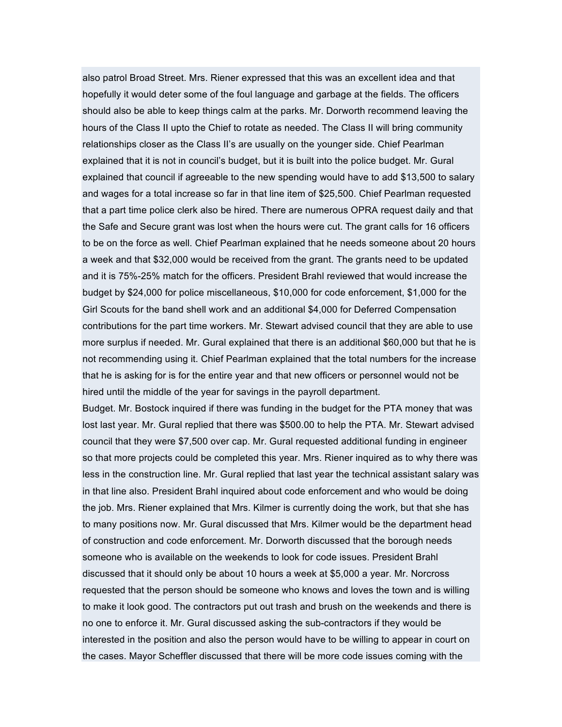also patrol Broad Street. Mrs. Riener expressed that this was an excellent idea and that hopefully it would deter some of the foul language and garbage at the fields. The officers should also be able to keep things calm at the parks. Mr. Dorworth recommend leaving the hours of the Class II upto the Chief to rotate as needed. The Class II will bring community relationships closer as the Class II's are usually on the younger side. Chief Pearlman explained that it is not in council's budget, but it is built into the police budget. Mr. Gural explained that council if agreeable to the new spending would have to add $13,500 to salary and wages for a total increase so far in that line item of $25,500. Chief Pearlman requested that a part time police clerk also be hired. There are numerous OPRA request daily and that the Safe and Secure grant was lost when the hours were cut. The grant calls for 16 officers to be on the force as well. Chief Pearlman explained that he needs someone about 20 hours a week and that $32,000 would be received from the grant. The grants need to be updated and it is 75%-25% match for the officers. President Brahl reviewed that would increase the budget by $24,000 for police miscellaneous, $10,000 for code enforcement, $1,000 for the Girl Scouts for the band shell work and an additional $4,000 for Deferred Compensation contributions for the part time workers. Mr. Stewart advised council that they are able to use more surplus if needed. Mr. Gural explained that there is an additional $60,000 but that he is not recommending using it. Chief Pearlman explained that the total numbers for the increase that he is asking for is for the entire year and that new officers or personnel would not be hired until the middle of the year for savings in the payroll department.

Budget. Mr. Bostock inquired if there was funding in the budget for the PTA money that was lost last year. Mr. Gural replied that there was $500.00 to help the PTA. Mr. Stewart advised council that they were $7,500 over cap. Mr. Gural requested additional funding in engineer so that more projects could be completed this year. Mrs. Riener inquired as to why there was less in the construction line. Mr. Gural replied that last year the technical assistant salary was in that line also. President Brahl inquired about code enforcement and who would be doing the job. Mrs. Riener explained that Mrs. Kilmer is currently doing the work, but that she has to many positions now. Mr. Gural discussed that Mrs. Kilmer would be the department head of construction and code enforcement. Mr. Dorworth discussed that the borough needs someone who is available on the weekends to look for code issues. President Brahl discussed that it should only be about 10 hours a week at $5,000 a year. Mr. Norcross requested that the person should be someone who knows and loves the town and is willing to make it look good. The contractors put out trash and brush on the weekends and there is no one to enforce it. Mr. Gural discussed asking the sub-contractors if they would be interested in the position and also the person would have to be willing to appear in court on the cases. Mayor Scheffler discussed that there will be more code issues coming with the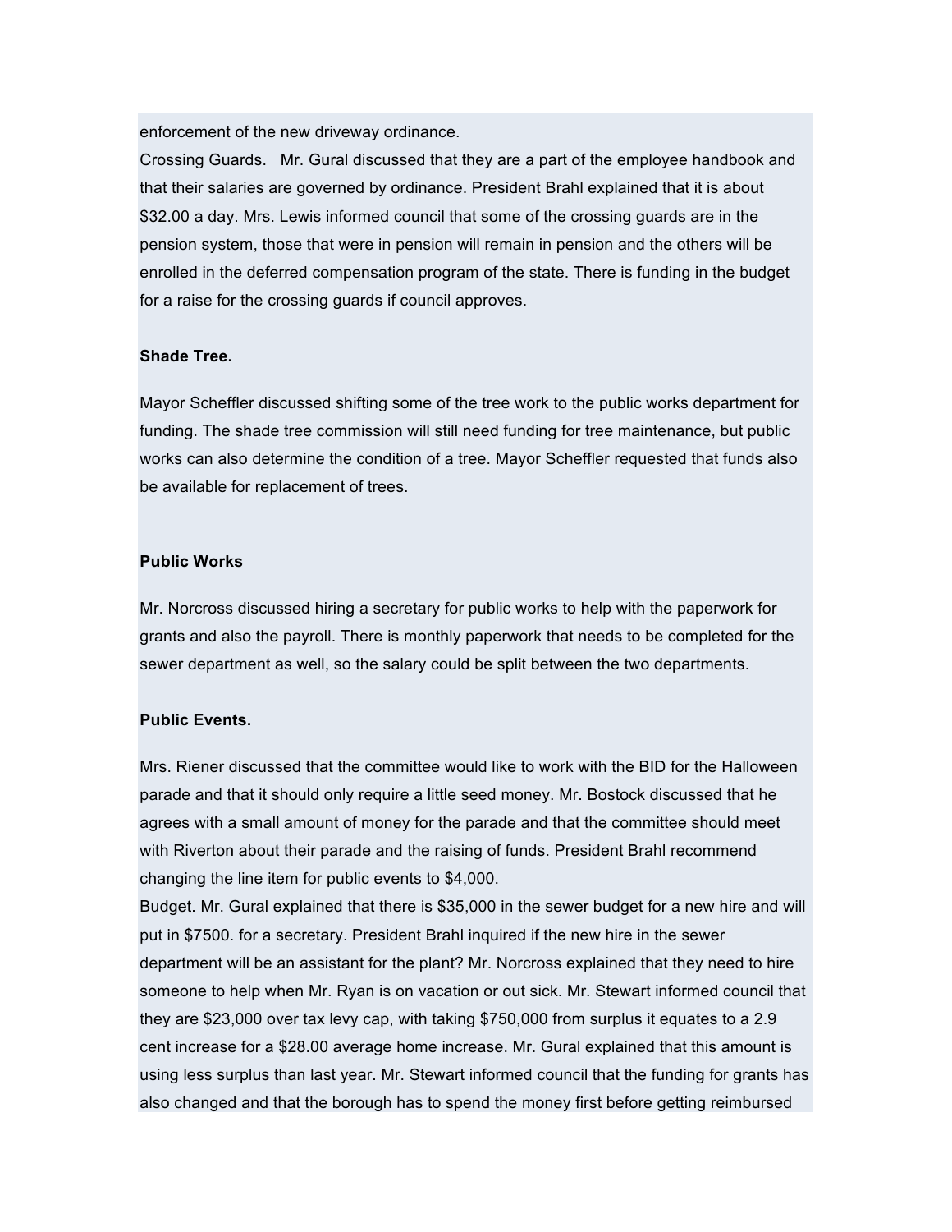enforcement of the new driveway ordinance.

Crossing Guards. Mr. Gural discussed that they are a part of the employee handbook and that their salaries are governed by ordinance. President Brahl explained that it is about $32.00 a day. Mrs. Lewis informed council that some of the crossing guards are in the pension system, those that were in pension will remain in pension and the others will be enrolled in the deferred compensation program of the state. There is funding in the budget for a raise for the crossing guards if council approves.

**Shade Tree.**

Mayor Scheffler discussed shifting some of the tree work to the public works department for funding. The shade tree commission will still need funding for tree maintenance, but public works can also determine the condition of a tree. Mayor Scheffler requested that funds also be available for replacement of trees.

**Public Works**

Mr. Norcross discussed hiring a secretary for public works to help with the paperwork for grants and also the payroll. There is monthly paperwork that needs to be completed for the sewer department as well, so the salary could be split between the two departments.

**Public Events.**

Mrs. Riener discussed that the committee would like to work with the BID for the Halloween parade and that it should only require a little seed money. Mr. Bostock discussed that he agrees with a small amount of money for the parade and that the committee should meet with Riverton about their parade and the raising of funds. President Brahl recommend changing the line item for public events to $4,000.

Budget. Mr. Gural explained that there is $35,000 in the sewer budget for a new hire and will put in $7500. for a secretary. President Brahl inquired if the new hire in the sewer department will be an assistant for the plant? Mr. Norcross explained that they need to hire someone to help when Mr. Ryan is on vacation or out sick. Mr. Stewart informed council that they are $23,000 over tax levy cap, with taking $750,000 from surplus it equates to a 2.9 cent increase for a $28.00 average home increase. Mr. Gural explained that this amount is using less surplus than last year. Mr. Stewart informed council that the funding for grants has also changed and that the borough has to spend the money first before getting reimbursed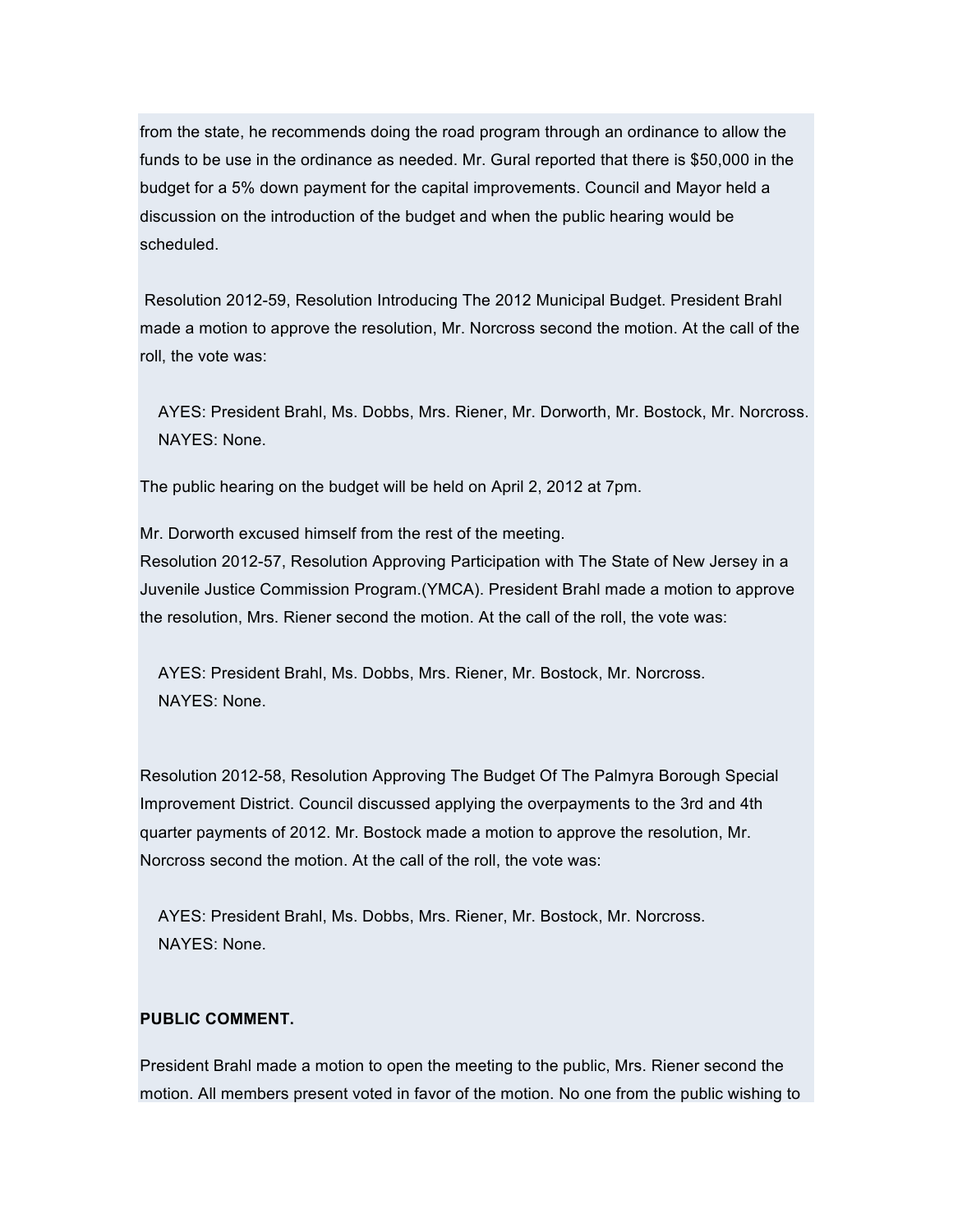from the state, he recommends doing the road program through an ordinance to allow the funds to be use in the ordinance as needed. Mr. Gural reported that there is $50,000 in the budget for a 5% down payment for the capital improvements. Council and Mayor held a discussion on the introduction of the budget and when the public hearing would be scheduled.

Resolution 2012-59, Resolution Introducing The 2012 Municipal Budget. President Brahl made a motion to approve the resolution, Mr. Norcross second the motion. At the call of the roll, the vote was:

AYES: President Brahl, Ms. Dobbs, Mrs. Riener, Mr. Dorworth, Mr. Bostock, Mr. Norcross.
NAYES: None.

The public hearing on the budget will be held on April 2, 2012 at 7pm.

Mr. Dorworth excused himself from the rest of the meeting.
Resolution 2012-57, Resolution Approving Participation with The State of New Jersey in a Juvenile Justice Commission Program.(YMCA). President Brahl made a motion to approve the resolution, Mrs. Riener second the motion. At the call of the roll, the vote was:

AYES: President Brahl, Ms. Dobbs, Mrs. Riener, Mr. Bostock, Mr. Norcross.
NAYES: None.

Resolution 2012-58, Resolution Approving The Budget Of The Palmyra Borough Special Improvement District. Council discussed applying the overpayments to the 3rd and 4th quarter payments of 2012. Mr. Bostock made a motion to approve the resolution, Mr. Norcross second the motion. At the call of the roll, the vote was:

AYES: President Brahl, Ms. Dobbs, Mrs. Riener, Mr. Bostock, Mr. Norcross.
NAYES: None.

**PUBLIC COMMENT.**

President Brahl made a motion to open the meeting to the public, Mrs. Riener second the motion. All members present voted in favor of the motion. No one from the public wishing to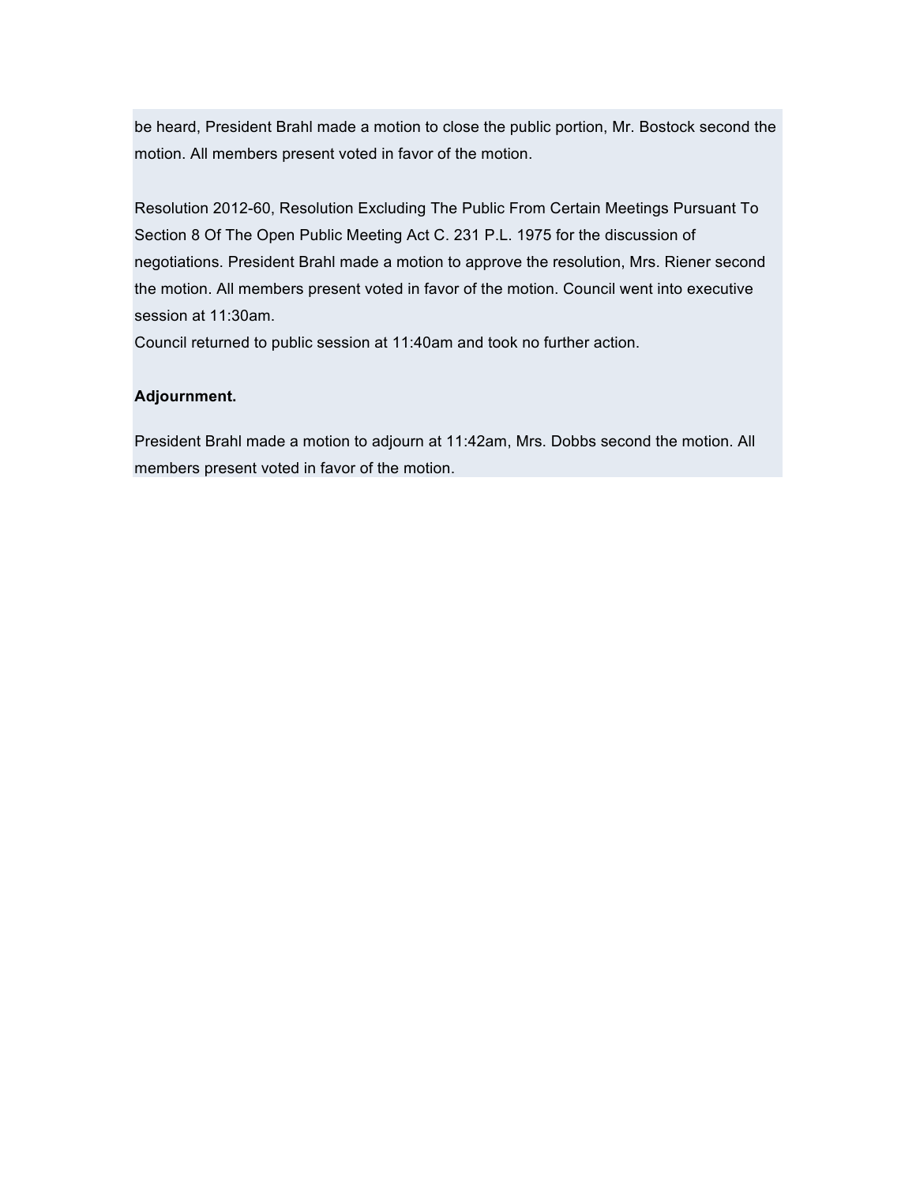be heard, President Brahl made a motion to close the public portion, Mr. Bostock second the motion. All members present voted in favor of the motion.

Resolution 2012-60, Resolution Excluding The Public From Certain Meetings Pursuant To Section 8 Of The Open Public Meeting Act C. 231 P.L. 1975 for the discussion of negotiations. President Brahl made a motion to approve the resolution, Mrs. Riener second the motion. All members present voted in favor of the motion. Council went into executive session at 11:30am.
Council returned to public session at 11:40am and took no further action.

**Adjournment.**

President Brahl made a motion to adjourn at 11:42am, Mrs. Dobbs second the motion. All members present voted in favor of the motion.